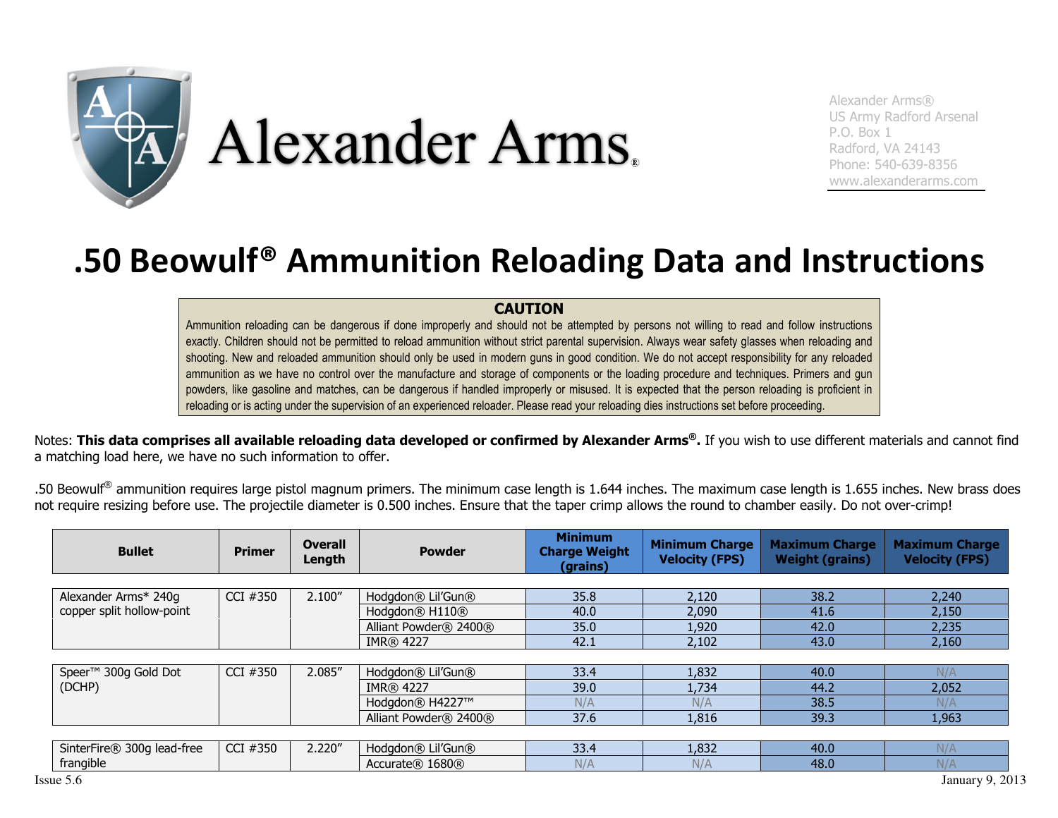Alexander Arms®

Alexander Arms®
US Army Radford Arsenal
P.O. Box 1
Radford, VA 24143
Phone: 540-639-8356
www.alexanderarms.com

# .50 Beowulf® Ammunition Reloading Data and Instructions

**CAUTION**

Ammunition reloading can be dangerous if done improperly and should not be attempted by persons not willing to read and follow instructions exactly. Children should not be permitted to reload ammunition without strict parental supervision. Always wear safety glasses when reloading and shooting. New and reloaded ammunition should only be used in modern guns in good condition. We do not accept responsibility for any reloaded ammunition as we have no control over the manufacture and storage of components or the loading procedure and techniques. Primers and gun powders, like gasoline and matches, can be dangerous if handled improperly or misused. It is expected that the person reloading is proficient in reloading or is acting under the supervision of an experienced reloader. Please read your reloading dies instructions set before proceeding.

Notes: **This data comprises all available reloading data developed or confirmed by Alexander Arms®.** If you wish to use different materials and cannot find a matching load here, we have no such information to offer.

.50 Beowulf® ammunition requires large pistol magnum primers. The minimum case length is 1.644 inches. The maximum case length is 1.655 inches. New brass does not require resizing before use. The projectile diameter is 0.500 inches. Ensure that the taper crimp allows the round to chamber easily. Do not over-crimp!

| Bullet | Primer | Overall Length | Powder | Minimum Charge Weight (grains) | Minimum Charge Velocity (FPS) | Maximum Charge Weight (grains) | Maximum Charge Velocity (FPS) |
|---|---|---|---|---|---|---|---|
| Alexander Arms* 240g copper split hollow-point | CCI #350 | 2.100″ | Hodgdon® Lil'Gun® | 35.8 | 2,120 | 38.2 | 2,240 |
| | | | Hodgdon® H110® | 40.0 | 2,090 | 41.6 | 2,150 |
| | | | Alliant Powder® 2400® | 35.0 | 1,920 | 42.0 | 2,235 |
| | | | IMR® 4227 | 42.1 | 2,102 | 43.0 | 2,160 |
| Speer™ 300g Gold Dot (DCHP) | CCI #350 | 2.085″ | Hodgdon® Lil'Gun® | 33.4 | 1,832 | 40.0 | N/A |
| | | | IMR® 4227 | 39.0 | 1,734 | 44.2 | 2,052 |
| | | | Hodgdon® H4227™ | N/A | N/A | 38.5 | N/A |
| | | | Alliant Powder® 2400® | 37.6 | 1,816 | 39.3 | 1,963 |
| SinterFire® 300g lead-free frangible | CCI #350 | 2.220″ | Hodgdon® Lil'Gun® | 33.4 | 1,832 | 40.0 | N/A |
| | | | Accurate® 1680® | N/A | N/A | 48.0 | N/A |

Issue 5.6 January 9, 2013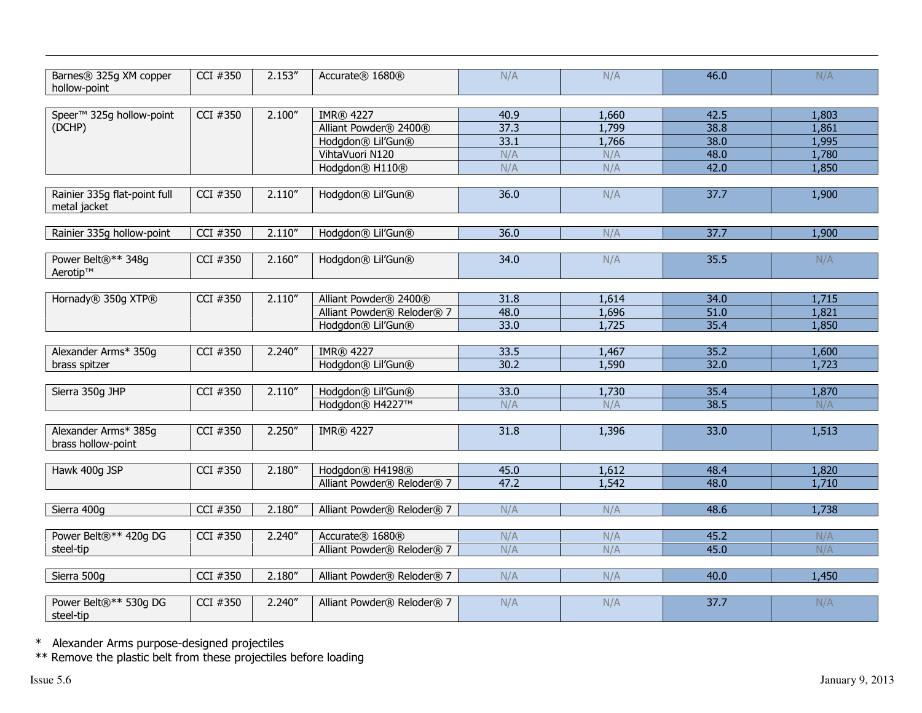| | | | | | | | |
|---|---|---|---|---|---|---|---|
| Barnes® 325g XM copper hollow-point | CCI #350 | 2.153″ | Accurate® 1680® | N/A | N/A | 46.0 | N/A |
| Speer™ 325g hollow-point (DCHP) | CCI #350 | 2.100″ | IMR® 4227 | 40.9 | 1,660 | 42.5 | 1,803 |
| | | | Alliant Powder® 2400® | 37.3 | 1,799 | 38.8 | 1,861 |
| | | | Hodgdon® Lil'Gun® | 33.1 | 1,766 | 38.0 | 1,995 |
| | | | VihtaVuori N120 | N/A | N/A | 48.0 | 1,780 |
| | | | Hodgdon® H110® | N/A | N/A | 42.0 | 1,850 |
| Rainier 335g flat-point full metal jacket | CCI #350 | 2.110″ | Hodgdon® Lil'Gun® | 36.0 | N/A | 37.7 | 1,900 |
| Rainier 335g hollow-point | CCI #350 | 2.110″ | Hodgdon® Lil'Gun® | 36.0 | N/A | 37.7 | 1,900 |
| Power Belt®** 348g Aerotip™ | CCI #350 | 2.160″ | Hodgdon® Lil'Gun® | 34.0 | N/A | 35.5 | N/A |
| Hornady® 350g XTP® | CCI #350 | 2.110″ | Alliant Powder® 2400® | 31.8 | 1,614 | 34.0 | 1,715 |
| | | | Alliant Powder® Reloder® 7 | 48.0 | 1,696 | 51.0 | 1,821 |
| | | | Hodgdon® Lil'Gun® | 33.0 | 1,725 | 35.4 | 1,850 |
| Alexander Arms* 350g brass spitzer | CCI #350 | 2.240″ | IMR® 4227 | 33.5 | 1,467 | 35.2 | 1,600 |
| | | | Hodgdon® Lil'Gun® | 30.2 | 1,590 | 32.0 | 1,723 |
| Sierra 350g JHP | CCI #350 | 2.110″ | Hodgdon® Lil'Gun® | 33.0 | 1,730 | 35.4 | 1,870 |
| | | | Hodgdon® H4227™ | N/A | N/A | 38.5 | N/A |
| Alexander Arms* 385g brass hollow-point | CCI #350 | 2.250″ | IMR® 4227 | 31.8 | 1,396 | 33.0 | 1,513 |
| Hawk 400g JSP | CCI #350 | 2.180″ | Hodgdon® H4198® | 45.0 | 1,612 | 48.4 | 1,820 |
| | | | Alliant Powder® Reloder® 7 | 47.2 | 1,542 | 48.0 | 1,710 |
| Sierra 400g | CCI #350 | 2.180″ | Alliant Powder® Reloder® 7 | N/A | N/A | 48.6 | 1,738 |
| Power Belt®** 420g DG steel-tip | CCI #350 | 2.240″ | Accurate® 1680® | N/A | N/A | 45.2 | N/A |
| | | | Alliant Powder® Reloder® 7 | N/A | N/A | 45.0 | N/A |
| Sierra 500g | CCI #350 | 2.180″ | Alliant Powder® Reloder® 7 | N/A | N/A | 40.0 | 1,450 |
| Power Belt®** 530g DG steel-tip | CCI #350 | 2.240″ | Alliant Powder® Reloder® 7 | N/A | N/A | 37.7 | N/A |

\* Alexander Arms purpose-designed projectiles

** Remove the plastic belt from these projectiles before loading